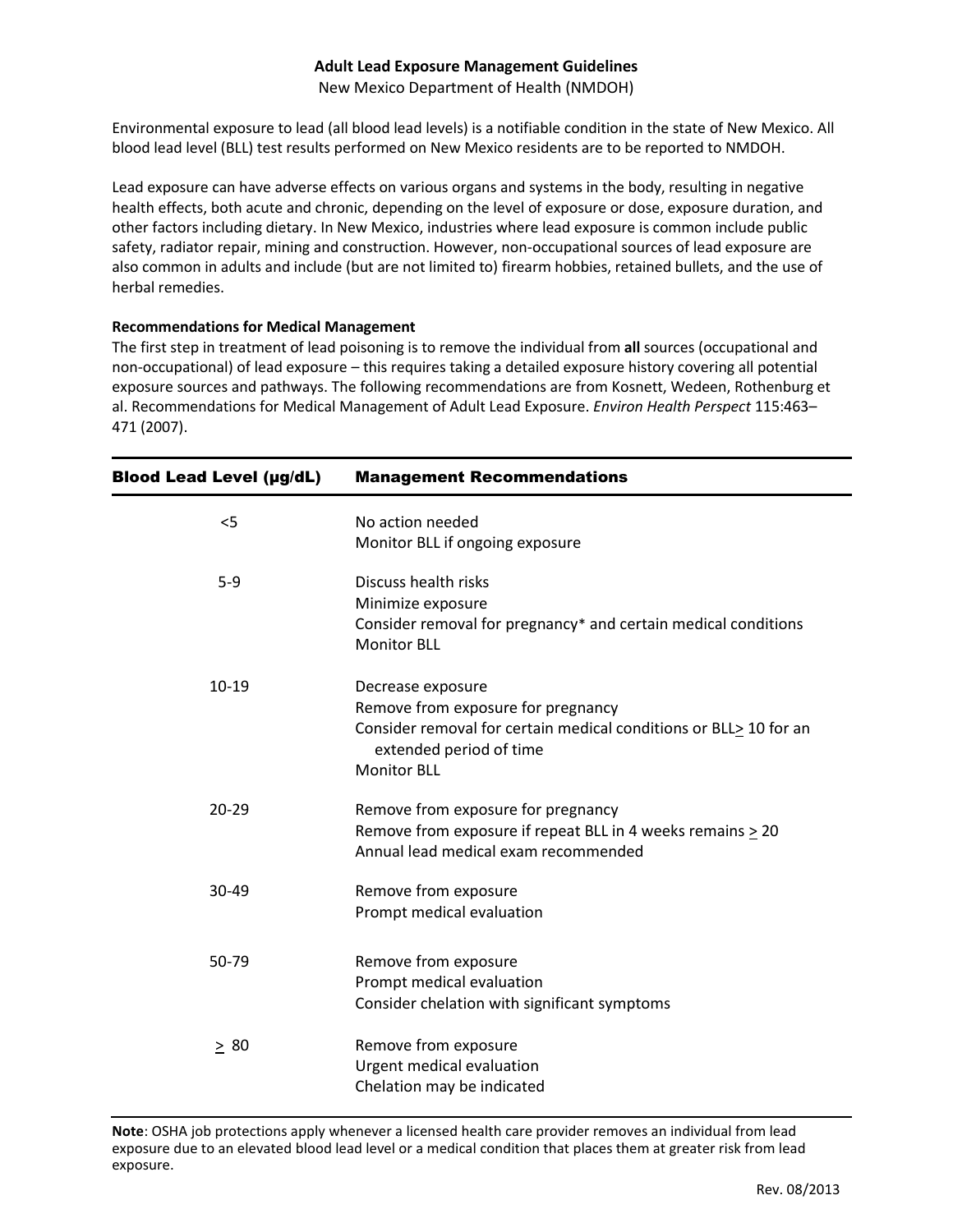**Adult Lead Exposure Management Guidelines**

New Mexico Department of Health (NMDOH)

Environmental exposure to lead (all blood lead levels) is a notifiable condition in the state of New Mexico. All blood lead level (BLL) test results performed on New Mexico residents are to be reported to NMDOH.

Lead exposure can have adverse effects on various organs and systems in the body, resulting in negative health effects, both acute and chronic, depending on the level of exposure or dose, exposure duration, and other factors including dietary. In New Mexico, industries where lead exposure is common include public safety, radiator repair, mining and construction. However, non-occupational sources of lead exposure are also common in adults and include (but are not limited to) firearm hobbies, retained bullets, and the use of herbal remedies.

**Recommendations for Medical Management**

The first step in treatment of lead poisoning is to remove the individual from **all** sources (occupational and non-occupational) of lead exposure – this requires taking a detailed exposure history covering all potential exposure sources and pathways. The following recommendations are from Kosnett, Wedeen, Rothenburg et al. Recommendations for Medical Management of Adult Lead Exposure. *Environ Health Perspect* 115:463–471 (2007).

| Blood Lead Level (µg/dL) | Management Recommendations |
|---|---|
| <5 | No action needed<br>Monitor BLL if ongoing exposure |
| 5-9 | Discuss health risks<br>Minimize exposure<br>Consider removal for pregnancy* and certain medical conditions<br>Monitor BLL |
| 10-19 | Decrease exposure<br>Remove from exposure for pregnancy<br>Consider removal for certain medical conditions or BLL ≥ 10 for an extended period of time<br>Monitor BLL |
| 20-29 | Remove from exposure for pregnancy<br>Remove from exposure if repeat BLL in 4 weeks remains ≥ 20<br>Annual lead medical exam recommended |
| 30-49 | Remove from exposure<br>Prompt medical evaluation |
| 50-79 | Remove from exposure<br>Prompt medical evaluation<br>Consider chelation with significant symptoms |
| ≥ 80 | Remove from exposure<br>Urgent medical evaluation<br>Chelation may be indicated |

**Note**: OSHA job protections apply whenever a licensed health care provider removes an individual from lead exposure due to an elevated blood lead level or a medical condition that places them at greater risk from lead exposure.

Rev. 08/2013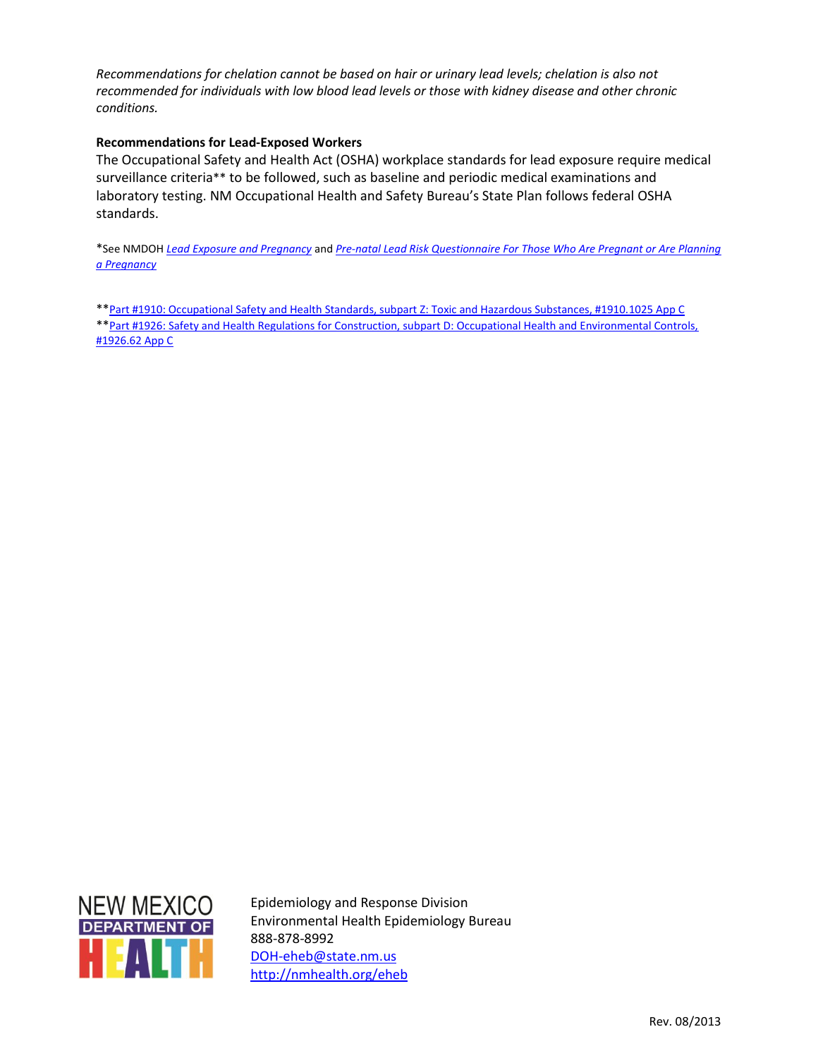*Recommendations for chelation cannot be based on hair or urinary lead levels; chelation is also not recommended for individuals with low blood lead levels or those with kidney disease and other chronic conditions.*

**Recommendations for Lead-Exposed Workers**

The Occupational Safety and Health Act (OSHA) workplace standards for lead exposure require medical surveillance criteria** to be followed, such as baseline and periodic medical examinations and laboratory testing. NM Occupational Health and Safety Bureau's State Plan follows federal OSHA standards.

*See NMDOH *Lead Exposure and Pregnancy* and *Pre-natal Lead Risk Questionnaire For Those Who Are Pregnant or Are Planning a Pregnancy*

**Part #1910: Occupational Safety and Health Standards, subpart Z: Toxic and Hazardous Substances, #1910.1025 App C

**Part #1926: Safety and Health Regulations for Construction, subpart D: Occupational Health and Environmental Controls, #1926.62 App C

NEW MEXICO DEPARTMENT OF HEALTH

Epidemiology and Response Division
Environmental Health Epidemiology Bureau
888-878-8992
DOH-eheb@state.nm.us
http://nmhealth.org/eheb

Rev. 08/2013